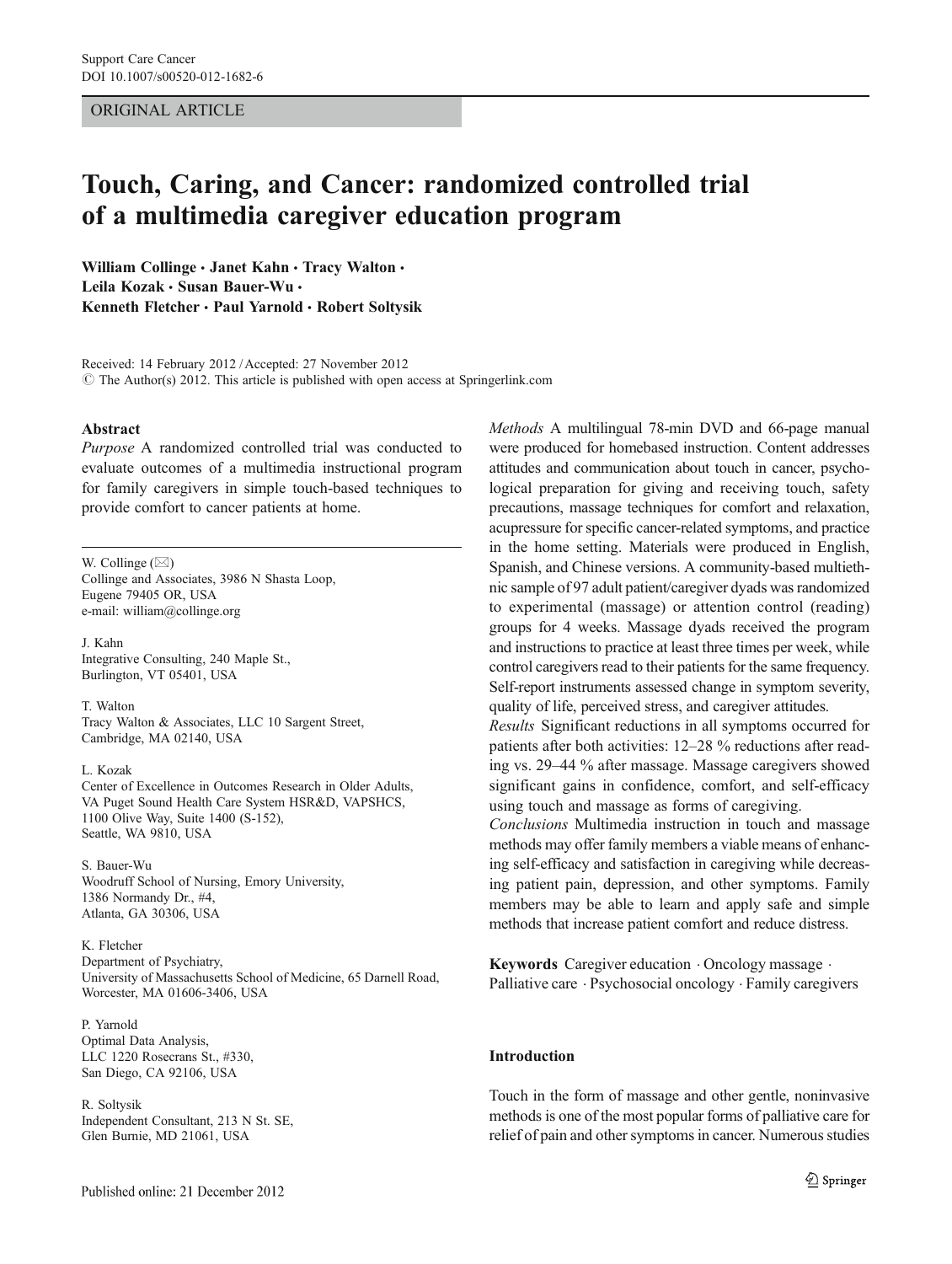ORIGINAL ARTICLE

# Touch, Caring, and Cancer: randomized controlled trial of a multimedia caregiver education program

**William Collinge · Janet Kahn · Tracy Walton · Leila Kozak · Susan Bauer-Wu · Kenneth Fletcher · Paul Yarnold · Robert Soltysik**

Received: 14 February 2012 / Accepted: 27 November 2012
© The Author(s) 2012. This article is published with open access at Springerlink.com

## Abstract

*Purpose* A randomized controlled trial was conducted to evaluate outcomes of a multimedia instructional program for family caregivers in simple touch-based techniques to provide comfort to cancer patients at home.

*Methods* A multilingual 78-min DVD and 66-page manual were produced for homebased instruction. Content addresses attitudes and communication about touch in cancer, psychological preparation for giving and receiving touch, safety precautions, massage techniques for comfort and relaxation, acupressure for specific cancer-related symptoms, and practice in the home setting. Materials were produced in English, Spanish, and Chinese versions. A community-based multiethnic sample of 97 adult patient/caregiver dyads was randomized to experimental (massage) or attention control (reading) groups for 4 weeks. Massage dyads received the program and instructions to practice at least three times per week, while control caregivers read to their patients for the same frequency. Self-report instruments assessed change in symptom severity, quality of life, perceived stress, and caregiver attitudes.

*Results* Significant reductions in all symptoms occurred for patients after both activities: 12–28 % reductions after reading vs. 29–44 % after massage. Massage caregivers showed significant gains in confidence, comfort, and self-efficacy using touch and massage as forms of caregiving.

*Conclusions* Multimedia instruction in touch and massage methods may offer family members a viable means of enhancing self-efficacy and satisfaction in caregiving while decreasing patient pain, depression, and other symptoms. Family members may be able to learn and apply safe and simple methods that increase patient comfort and reduce distress.

**Keywords** Caregiver education · Oncology massage · Palliative care · Psychosocial oncology · Family caregivers

W. Collinge (✉)
Collinge and Associates, 3986 N Shasta Loop,
Eugene 79405 OR, USA
e-mail: william@collinge.org

J. Kahn
Integrative Consulting, 240 Maple St.,
Burlington, VT 05401, USA

T. Walton
Tracy Walton & Associates, LLC 10 Sargent Street,
Cambridge, MA 02140, USA

L. Kozak
Center of Excellence in Outcomes Research in Older Adults,
VA Puget Sound Health Care System HSR&D, VAPSHCS,
1100 Olive Way, Suite 1400 (S-152),
Seattle, WA 9810, USA

S. Bauer-Wu
Woodruff School of Nursing, Emory University,
1386 Normandy Dr., #4,
Atlanta, GA 30306, USA

K. Fletcher
Department of Psychiatry,
University of Massachusetts School of Medicine, 65 Darnell Road,
Worcester, MA 01606-3406, USA

P. Yarnold
Optimal Data Analysis,
LLC 1220 Rosecrans St., #330,
San Diego, CA 92106, USA

R. Soltysik
Independent Consultant, 213 N St. SE,
Glen Burnie, MD 21061, USA

## Introduction

Touch in the form of massage and other gentle, noninvasive methods is one of the most popular forms of palliative care for relief of pain and other symptoms in cancer. Numerous studies

Published online: 21 December 2012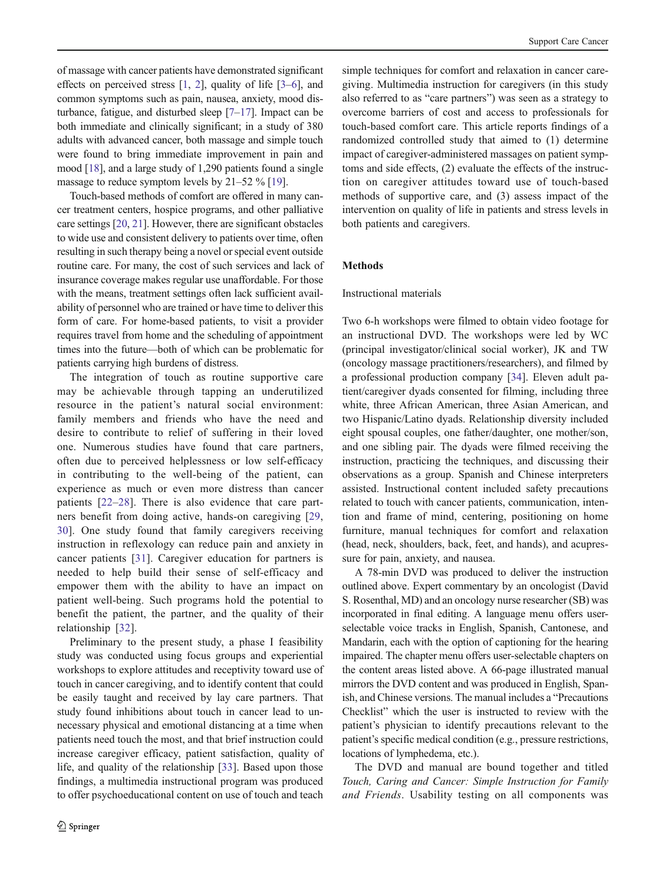of massage with cancer patients have demonstrated significant effects on perceived stress [1, 2], quality of life [3–6], and common symptoms such as pain, nausea, anxiety, mood disturbance, fatigue, and disturbed sleep [7–17]. Impact can be both immediate and clinically significant; in a study of 380 adults with advanced cancer, both massage and simple touch were found to bring immediate improvement in pain and mood [18], and a large study of 1,290 patients found a single massage to reduce symptom levels by 21–52 % [19].

Touch-based methods of comfort are offered in many cancer treatment centers, hospice programs, and other palliative care settings [20, 21]. However, there are significant obstacles to wide use and consistent delivery to patients over time, often resulting in such therapy being a novel or special event outside routine care. For many, the cost of such services and lack of insurance coverage makes regular use unaffordable. For those with the means, treatment settings often lack sufficient availability of personnel who are trained or have time to deliver this form of care. For home-based patients, to visit a provider requires travel from home and the scheduling of appointment times into the future—both of which can be problematic for patients carrying high burdens of distress.

The integration of touch as routine supportive care may be achievable through tapping an underutilized resource in the patient's natural social environment: family members and friends who have the need and desire to contribute to relief of suffering in their loved one. Numerous studies have found that care partners, often due to perceived helplessness or low self-efficacy in contributing to the well-being of the patient, can experience as much or even more distress than cancer patients [22–28]. There is also evidence that care partners benefit from doing active, hands-on caregiving [29, 30]. One study found that family caregivers receiving instruction in reflexology can reduce pain and anxiety in cancer patients [31]. Caregiver education for partners is needed to help build their sense of self-efficacy and empower them with the ability to have an impact on patient well-being. Such programs hold the potential to benefit the patient, the partner, and the quality of their relationship [32].

Preliminary to the present study, a phase I feasibility study was conducted using focus groups and experiential workshops to explore attitudes and receptivity toward use of touch in cancer caregiving, and to identify content that could be easily taught and received by lay care partners. That study found inhibitions about touch in cancer lead to unnecessary physical and emotional distancing at a time when patients need touch the most, and that brief instruction could increase caregiver efficacy, patient satisfaction, quality of life, and quality of the relationship [33]. Based upon those findings, a multimedia instructional program was produced to offer psychoeducational content on use of touch and teach simple techniques for comfort and relaxation in cancer caregiving. Multimedia instruction for caregivers (in this study also referred to as "care partners") was seen as a strategy to overcome barriers of cost and access to professionals for touch-based comfort care. This article reports findings of a randomized controlled study that aimed to (1) determine impact of caregiver-administered massages on patient symptoms and side effects, (2) evaluate the effects of the instruction on caregiver attitudes toward use of touch-based methods of supportive care, and (3) assess impact of the intervention on quality of life in patients and stress levels in both patients and caregivers.

## Methods

### Instructional materials

Two 6-h workshops were filmed to obtain video footage for an instructional DVD. The workshops were led by WC (principal investigator/clinical social worker), JK and TW (oncology massage practitioners/researchers), and filmed by a professional production company [34]. Eleven adult patient/caregiver dyads consented for filming, including three white, three African American, three Asian American, and two Hispanic/Latino dyads. Relationship diversity included eight spousal couples, one father/daughter, one mother/son, and one sibling pair. The dyads were filmed receiving the instruction, practicing the techniques, and discussing their observations as a group. Spanish and Chinese interpreters assisted. Instructional content included safety precautions related to touch with cancer patients, communication, intention and frame of mind, centering, positioning on home furniture, manual techniques for comfort and relaxation (head, neck, shoulders, back, feet, and hands), and acupressure for pain, anxiety, and nausea.

A 78-min DVD was produced to deliver the instruction outlined above. Expert commentary by an oncologist (David S. Rosenthal, MD) and an oncology nurse researcher (SB) was incorporated in final editing. A language menu offers user-selectable voice tracks in English, Spanish, Cantonese, and Mandarin, each with the option of captioning for the hearing impaired. The chapter menu offers user-selectable chapters on the content areas listed above. A 66-page illustrated manual mirrors the DVD content and was produced in English, Spanish, and Chinese versions. The manual includes a "Precautions Checklist" which the user is instructed to review with the patient's physician to identify precautions relevant to the patient's specific medical condition (e.g., pressure restrictions, locations of lymphedema, etc.).

The DVD and manual are bound together and titled *Touch, Caring and Cancer: Simple Instruction for Family and Friends*. Usability testing on all components was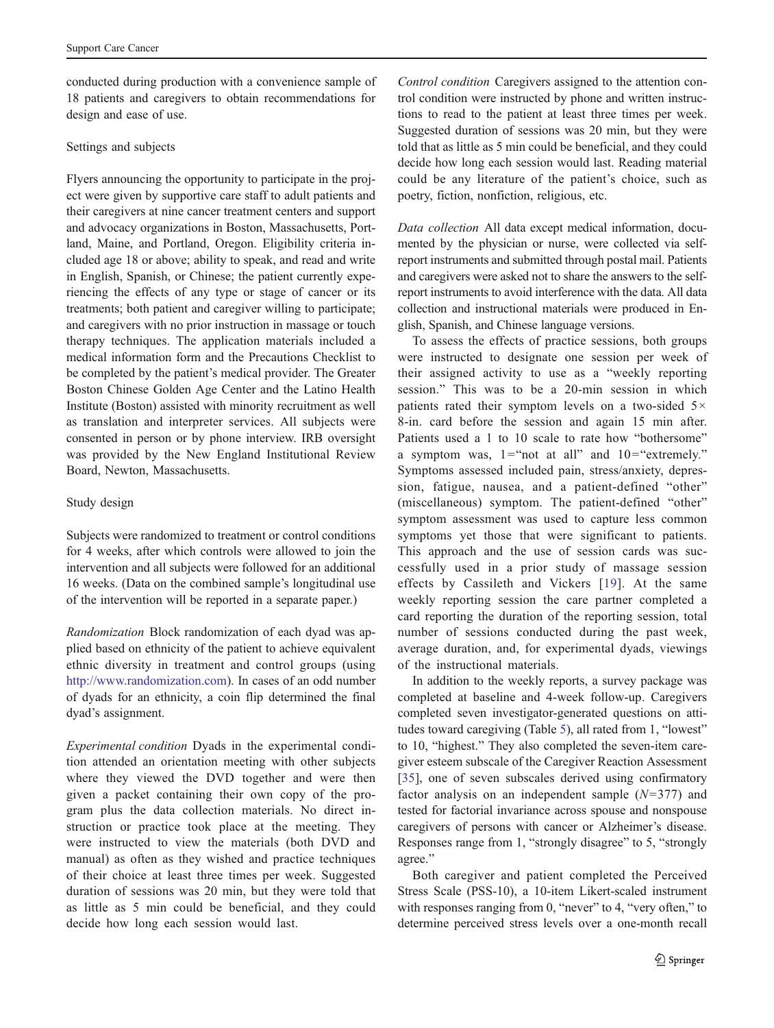conducted during production with a convenience sample of 18 patients and caregivers to obtain recommendations for design and ease of use.

### Settings and subjects

Flyers announcing the opportunity to participate in the project were given by supportive care staff to adult patients and their caregivers at nine cancer treatment centers and support and advocacy organizations in Boston, Massachusetts, Portland, Maine, and Portland, Oregon. Eligibility criteria included age 18 or above; ability to speak, and read and write in English, Spanish, or Chinese; the patient currently experiencing the effects of any type or stage of cancer or its treatments; both patient and caregiver willing to participate; and caregivers with no prior instruction in massage or touch therapy techniques. The application materials included a medical information form and the Precautions Checklist to be completed by the patient's medical provider. The Greater Boston Chinese Golden Age Center and the Latino Health Institute (Boston) assisted with minority recruitment as well as translation and interpreter services. All subjects were consented in person or by phone interview. IRB oversight was provided by the New England Institutional Review Board, Newton, Massachusetts.

### Study design

Subjects were randomized to treatment or control conditions for 4 weeks, after which controls were allowed to join the intervention and all subjects were followed for an additional 16 weeks. (Data on the combined sample's longitudinal use of the intervention will be reported in a separate paper.)

*Randomization* Block randomization of each dyad was applied based on ethnicity of the patient to achieve equivalent ethnic diversity in treatment and control groups (using http://www.randomization.com). In cases of an odd number of dyads for an ethnicity, a coin flip determined the final dyad's assignment.

*Experimental condition* Dyads in the experimental condition attended an orientation meeting with other subjects where they viewed the DVD together and were then given a packet containing their own copy of the program plus the data collection materials. No direct instruction or practice took place at the meeting. They were instructed to view the materials (both DVD and manual) as often as they wished and practice techniques of their choice at least three times per week. Suggested duration of sessions was 20 min, but they were told that as little as 5 min could be beneficial, and they could decide how long each session would last.

*Control condition* Caregivers assigned to the attention control condition were instructed by phone and written instructions to read to the patient at least three times per week. Suggested duration of sessions was 20 min, but they were told that as little as 5 min could be beneficial, and they could decide how long each session would last. Reading material could be any literature of the patient's choice, such as poetry, fiction, nonfiction, religious, etc.

*Data collection* All data except medical information, documented by the physician or nurse, were collected via self-report instruments and submitted through postal mail. Patients and caregivers were asked not to share the answers to the self-report instruments to avoid interference with the data. All data collection and instructional materials were produced in English, Spanish, and Chinese language versions.

To assess the effects of practice sessions, both groups were instructed to designate one session per week of their assigned activity to use as a "weekly reporting session." This was to be a 20-min session in which patients rated their symptom levels on a two-sided 5× 8-in. card before the session and again 15 min after. Patients used a 1 to 10 scale to rate how "bothersome" a symptom was, 1="not at all" and 10="extremely." Symptoms assessed included pain, stress/anxiety, depression, fatigue, nausea, and a patient-defined "other" (miscellaneous) symptom. The patient-defined "other" symptom assessment was used to capture less common symptoms yet those that were significant to patients. This approach and the use of session cards was successfully used in a prior study of massage session effects by Cassileth and Vickers [19]. At the same weekly reporting session the care partner completed a card reporting the duration of the reporting session, total number of sessions conducted during the past week, average duration, and, for experimental dyads, viewings of the instructional materials.

In addition to the weekly reports, a survey package was completed at baseline and 4-week follow-up. Caregivers completed seven investigator-generated questions on attitudes toward caregiving (Table 5), all rated from 1, "lowest" to 10, "highest." They also completed the seven-item caregiver esteem subscale of the Caregiver Reaction Assessment [35], one of seven subscales derived using confirmatory factor analysis on an independent sample ($N$=377) and tested for factorial invariance across spouse and nonspouse caregivers of persons with cancer or Alzheimer's disease. Responses range from 1, "strongly disagree" to 5, "strongly agree."

Both caregiver and patient completed the Perceived Stress Scale (PSS-10), a 10-item Likert-scaled instrument with responses ranging from 0, "never" to 4, "very often," to determine perceived stress levels over a one-month recall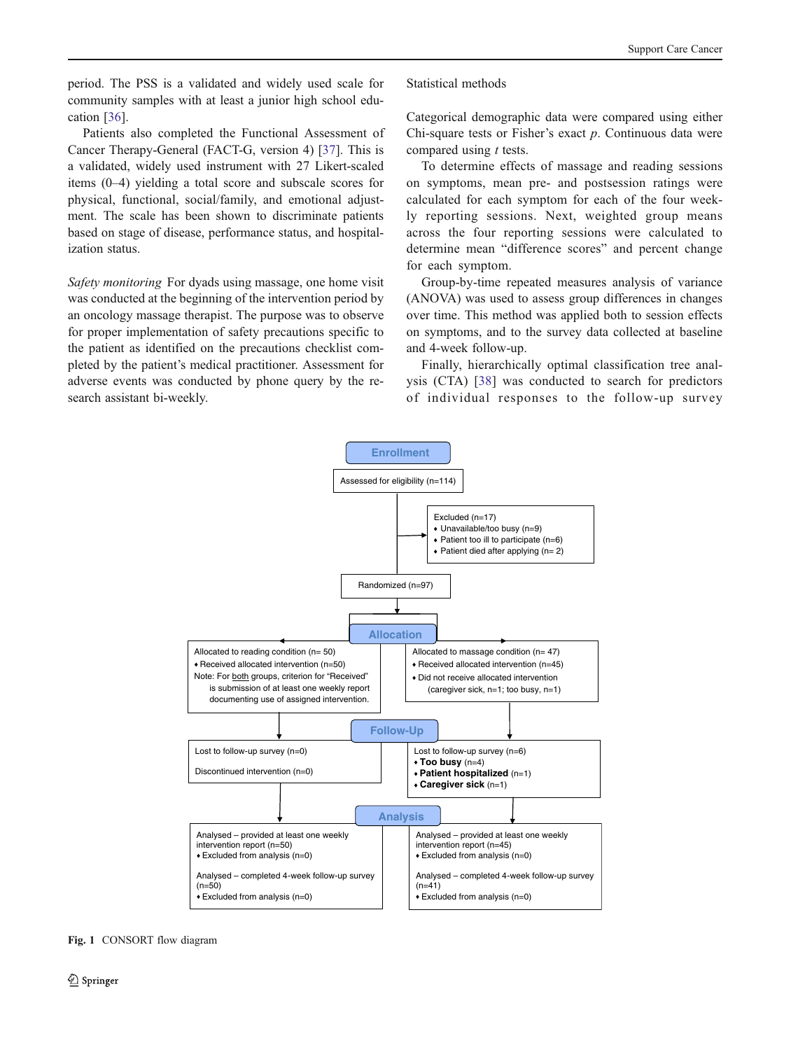period. The PSS is a validated and widely used scale for community samples with at least a junior high school education [36].

Patients also completed the Functional Assessment of Cancer Therapy-General (FACT-G, version 4) [37]. This is a validated, widely used instrument with 27 Likert-scaled items (0–4) yielding a total score and subscale scores for physical, functional, social/family, and emotional adjustment. The scale has been shown to discriminate patients based on stage of disease, performance status, and hospitalization status.

*Safety monitoring* For dyads using massage, one home visit was conducted at the beginning of the intervention period by an oncology massage therapist. The purpose was to observe for proper implementation of safety precautions specific to the patient as identified on the precautions checklist completed by the patient's medical practitioner. Assessment for adverse events was conducted by phone query by the research assistant bi-weekly.

## Statistical methods

Categorical demographic data were compared using either Chi-square tests or Fisher's exact *p*. Continuous data were compared using *t* tests.

To determine effects of massage and reading sessions on symptoms, mean pre- and postsession ratings were calculated for each symptom for each of the four weekly reporting sessions. Next, weighted group means across the four reporting sessions were calculated to determine mean "difference scores" and percent change for each symptom.

Group-by-time repeated measures analysis of variance (ANOVA) was used to assess group differences in changes over time. This method was applied both to session effects on symptoms, and to the survey data collected at baseline and 4-week follow-up.

Finally, hierarchically optimal classification tree analysis (CTA) [38] was conducted to search for predictors of individual responses to the follow-up survey

**Enrollment**

Assessed for eligibility (n=114)

Excluded (n=17)
- Unavailable/too busy (n=9)
- Patient too ill to participate (n=6)
- Patient died after applying (n= 2)

Randomized (n=97)

**Allocation**

Allocated to reading condition (n= 50)
- Received allocated intervention (n=50)

Note: For both groups, criterion for "Received" is submission of at least one weekly report documenting use of assigned intervention.

Allocated to massage condition (n= 47)
- Received allocated intervention (n=45)
- Did not receive allocated intervention (caregiver sick, n=1; too busy, n=1)

**Follow-Up**

Lost to follow-up survey (n=0)

Discontinued intervention (n=0)

Lost to follow-up survey (n=6)
- **Too busy** (n=4)
- **Patient hospitalized** (n=1)
- **Caregiver sick** (n=1)

**Analysis**

Analysed – provided at least one weekly intervention report (n=50)
- Excluded from analysis (n=0)

Analysed – completed 4-week follow-up survey (n=50)
- Excluded from analysis (n=0)

Analysed – provided at least one weekly intervention report (n=45)
- Excluded from analysis (n=0)

Analysed – completed 4-week follow-up survey (n=41)
- Excluded from analysis (n=0)

**Fig. 1** CONSORT flow diagram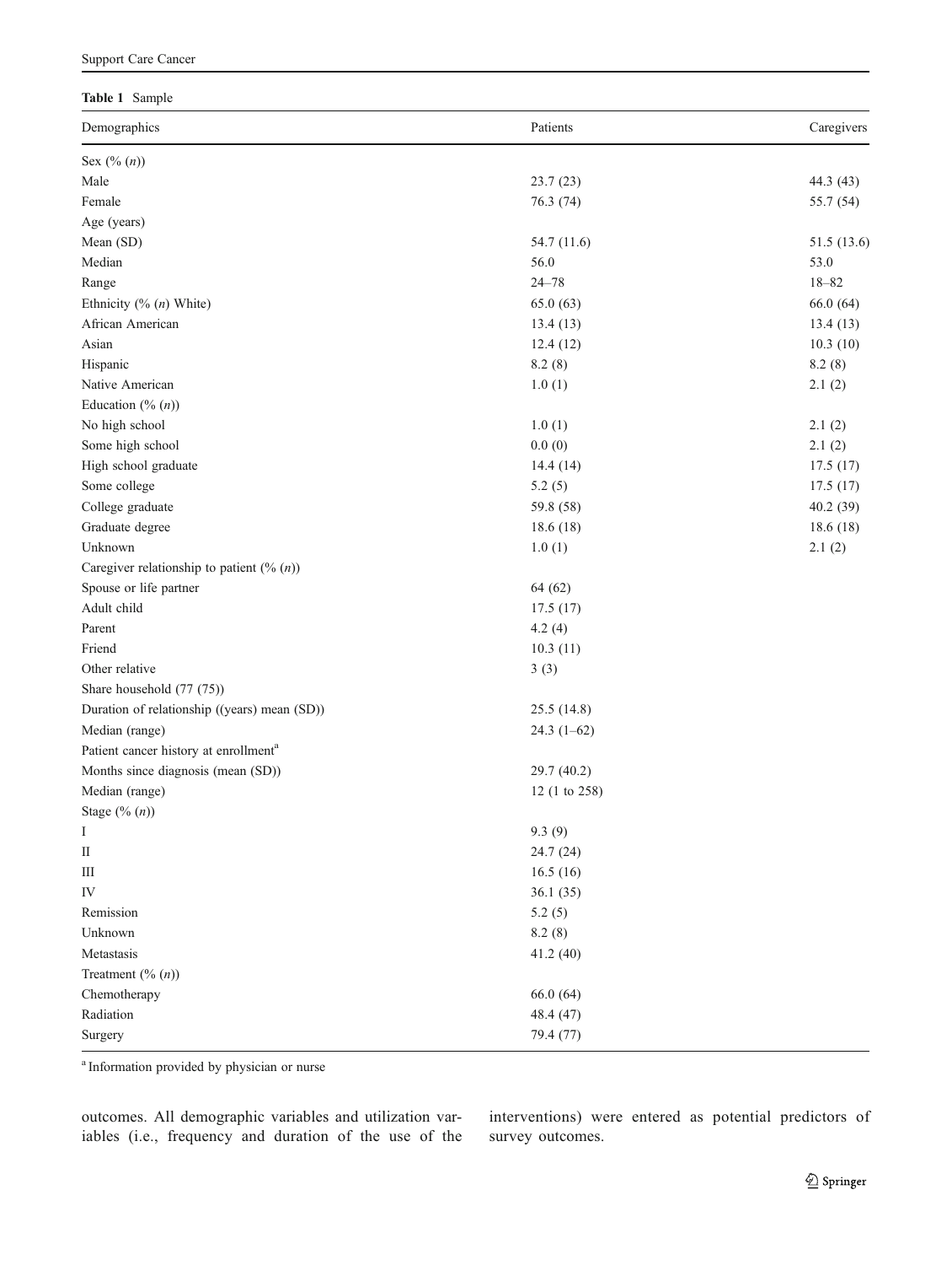**Table 1** Sample

| Demographics | Patients | Caregivers |
|---|---|---|
| Sex (% (*n*)) | | |
| Male | 23.7 (23) | 44.3 (43) |
| Female | 76.3 (74) | 55.7 (54) |
| Age (years) | | |
| Mean (SD) | 54.7 (11.6) | 51.5 (13.6) |
| Median | 56.0 | 53.0 |
| Range | 24–78 | 18–82 |
| Ethnicity (% (*n*) White) | 65.0 (63) | 66.0 (64) |
| African American | 13.4 (13) | 13.4 (13) |
| Asian | 12.4 (12) | 10.3 (10) |
| Hispanic | 8.2 (8) | 8.2 (8) |
| Native American | 1.0 (1) | 2.1 (2) |
| Education (% (*n*)) | | |
| No high school | 1.0 (1) | 2.1 (2) |
| Some high school | 0.0 (0) | 2.1 (2) |
| High school graduate | 14.4 (14) | 17.5 (17) |
| Some college | 5.2 (5) | 17.5 (17) |
| College graduate | 59.8 (58) | 40.2 (39) |
| Graduate degree | 18.6 (18) | 18.6 (18) |
| Unknown | 1.0 (1) | 2.1 (2) |
| Caregiver relationship to patient (% (*n*)) | | |
| Spouse or life partner | 64 (62) | |
| Adult child | 17.5 (17) | |
| Parent | 4.2 (4) | |
| Friend | 10.3 (11) | |
| Other relative | 3 (3) | |
| Share household (77 (75)) | | |
| Duration of relationship ((years) mean (SD)) | 25.5 (14.8) | |
| Median (range) | 24.3 (1–62) | |
| Patient cancer history at enrollment[a] | | |
| Months since diagnosis (mean (SD)) | 29.7 (40.2) | |
| Median (range) | 12 (1 to 258) | |
| Stage (% (*n*)) | | |
| I | 9.3 (9) | |
| II | 24.7 (24) | |
| III | 16.5 (16) | |
| IV | 36.1 (35) | |
| Remission | 5.2 (5) | |
| Unknown | 8.2 (8) | |
| Metastasis | 41.2 (40) | |
| Treatment (% (*n*)) | | |
| Chemotherapy | 66.0 (64) | |
| Radiation | 48.4 (47) | |
| Surgery | 79.4 (77) | |

[a] Information provided by physician or nurse

outcomes. All demographic variables and utilization variables (i.e., frequency and duration of the use of the interventions) were entered as potential predictors of survey outcomes.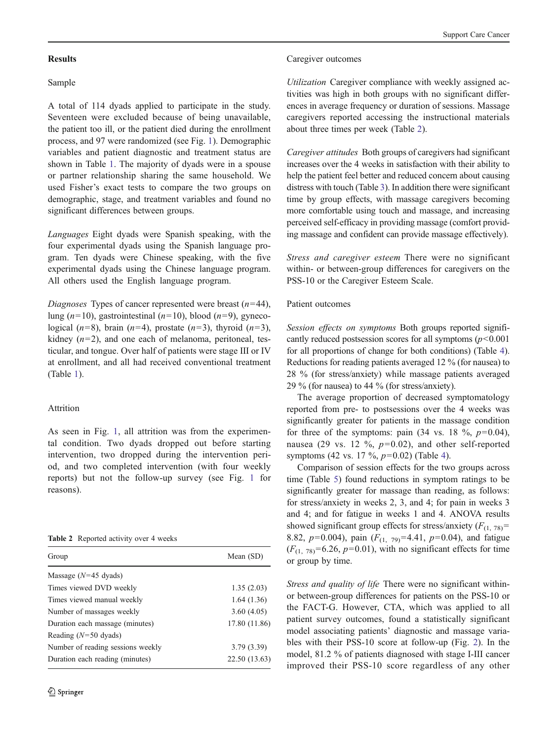## Results

### Sample

A total of 114 dyads applied to participate in the study. Seventeen were excluded because of being unavailable, the patient too ill, or the patient died during the enrollment process, and 97 were randomized (see Fig. 1). Demographic variables and patient diagnostic and treatment status are shown in Table 1. The majority of dyads were in a spouse or partner relationship sharing the same household. We used Fisher's exact tests to compare the two groups on demographic, stage, and treatment variables and found no significant differences between groups.

*Languages* Eight dyads were Spanish speaking, with the four experimental dyads using the Spanish language program. Ten dyads were Chinese speaking, with the five experimental dyads using the Chinese language program. All others used the English language program.

*Diagnoses* Types of cancer represented were breast ($n$=44), lung ($n$=10), gastrointestinal ($n$=10), blood ($n$=9), gynecological ($n$=8), brain ($n$=4), prostate ($n$=3), thyroid ($n$=3), kidney ($n$=2), and one each of melanoma, peritoneal, testicular, and tongue. Over half of patients were stage III or IV at enrollment, and all had received conventional treatment (Table 1).

### Attrition

As seen in Fig. 1, all attrition was from the experimental condition. Two dyads dropped out before starting intervention, two dropped during the intervention period, and two completed intervention (with four weekly reports) but not the follow-up survey (see Fig. 1 for reasons).

**Table 2** Reported activity over 4 weeks

| Group | Mean (SD) |
|---|---|
| Massage ($N$=45 dyads) | |
| Times viewed DVD weekly | 1.35 (2.03) |
| Times viewed manual weekly | 1.64 (1.36) |
| Number of massages weekly | 3.60 (4.05) |
| Duration each massage (minutes) | 17.80 (11.86) |
| Reading ($N$=50 dyads) | |
| Number of reading sessions weekly | 3.79 (3.39) |
| Duration each reading (minutes) | 22.50 (13.63) |

### Caregiver outcomes

*Utilization* Caregiver compliance with weekly assigned activities was high in both groups with no significant differences in average frequency or duration of sessions. Massage caregivers reported accessing the instructional materials about three times per week (Table 2).

*Caregiver attitudes* Both groups of caregivers had significant increases over the 4 weeks in satisfaction with their ability to help the patient feel better and reduced concern about causing distress with touch (Table 3). In addition there were significant time by group effects, with massage caregivers becoming more comfortable using touch and massage, and increasing perceived self-efficacy in providing massage (comfort providing massage and confident can provide massage effectively).

*Stress and caregiver esteem* There were no significant within- or between-group differences for caregivers on the PSS-10 or the Caregiver Esteem Scale.

### Patient outcomes

*Session effects on symptoms* Both groups reported significantly reduced postsession scores for all symptoms ($p$<0.001 for all proportions of change for both conditions) (Table 4). Reductions for reading patients averaged 12 % (for nausea) to 28 % (for stress/anxiety) while massage patients averaged 29 % (for nausea) to 44 % (for stress/anxiety).

The average proportion of decreased symptomatology reported from pre- to postsessions over the 4 weeks was significantly greater for patients in the massage condition for three of the symptoms: pain (34 vs. 18 %, $p$=0.04), nausea (29 vs. 12 %, $p$=0.02), and other self-reported symptoms (42 vs. 17 %, $p$=0.02) (Table 4).

Comparison of session effects for the two groups across time (Table 5) found reductions in symptom ratings to be significantly greater for massage than reading, as follows: for stress/anxiety in weeks 2, 3, and 4; for pain in weeks 3 and 4; and for fatigue in weeks 1 and 4. ANOVA results showed significant group effects for stress/anxiety ($F_{(1, 78)}$= 8.82, $p$=0.004), pain ($F_{(1, 79)}$=4.41, $p$=0.04), and fatigue ($F_{(1, 78)}$=6.26, $p$=0.01), with no significant effects for time or group by time.

*Stress and quality of life* There were no significant within- or between-group differences for patients on the PSS-10 or the FACT-G. However, CTA, which was applied to all patient survey outcomes, found a statistically significant model associating patients' diagnostic and massage variables with their PSS-10 score at follow-up (Fig. 2). In the model, 81.2 % of patients diagnosed with stage I-III cancer improved their PSS-10 score regardless of any other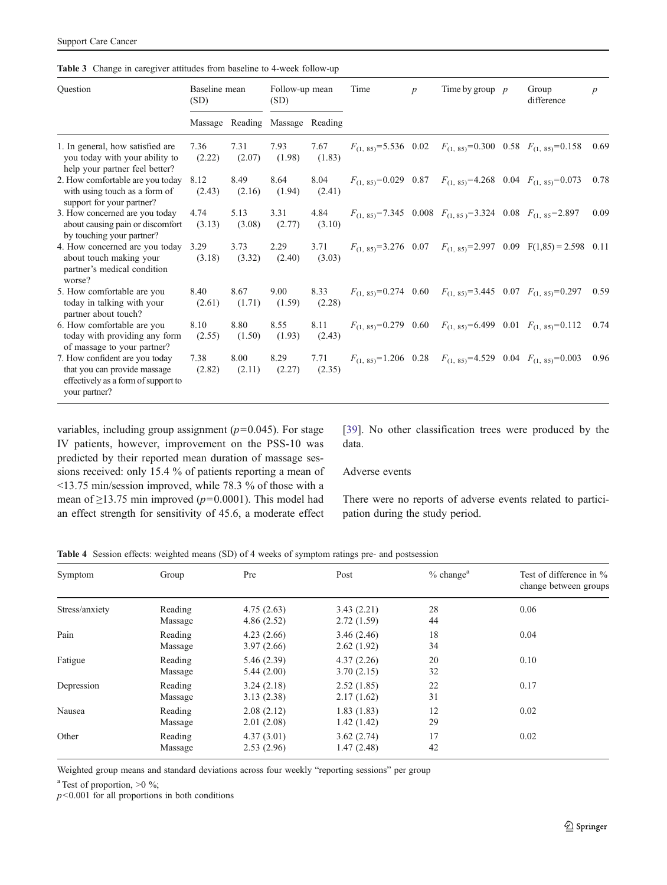**Table 3** Change in caregiver attitudes from baseline to 4-week follow-up

| Question | Baseline mean (SD) | | Follow-up mean (SD) | | Time | $p$ | Time by group | $p$ | Group difference | $p$ |
|---|---|---|---|---|---|---|---|---|---|---|
| | Massage | Reading | Massage | Reading | | | | | | |
| 1. In general, how satisfied are you today with your ability to help your partner feel better? | 7.36 (2.22) | 7.31 (2.07) | 7.93 (1.98) | 7.67 (1.83) | $F_{(1,\ 85)}=5.536$ | 0.02 | $F_{(1,\ 85)}=0.300$ | 0.58 | $F_{(1,\ 85)}=0.158$ | 0.69 |
| 2. How comfortable are you today with using touch as a form of support for your partner? | 8.12 (2.43) | 8.49 (2.16) | 8.64 (1.94) | 8.04 (2.41) | $F_{(1,\ 85)}=0.029$ | 0.87 | $F_{(1,\ 85)}=4.268$ | 0.04 | $F_{(1,\ 85)}=0.073$ | 0.78 |
| 3. How concerned are you today about causing pain or discomfort by touching your partner? | 4.74 (3.13) | 5.13 (3.08) | 3.31 (2.77) | 4.84 (3.10) | $F_{(1,\ 85)}=7.345$ | 0.008 | $F_{(1,\ 85\ )}=3.324$ | 0.08 | $F_{(1,\ 85}=2.897$ | 0.09 |
| 4. How concerned are you today about touch making your partner's medical condition worse? | 3.29 (3.18) | 3.73 (3.32) | 2.29 (2.40) | 3.71 (3.03) | $F_{(1,\ 85)}=3.276$ | 0.07 | $F_{(1,\ 85)}=2.997$ | 0.09 | F(1,85) = 2.598 | 0.11 |
| 5. How comfortable are you today in talking with your partner about touch? | 8.40 (2.61) | 8.67 (1.71) | 9.00 (1.59) | 8.33 (2.28) | $F_{(1,\ 85)}=0.274$ | 0.60 | $F_{(1,\ 85)}=3.445$ | 0.07 | $F_{(1,\ 85)}=0.297$ | 0.59 |
| 6. How comfortable are you today with providing any form of massage to your partner? | 8.10 (2.55) | 8.80 (1.50) | 8.55 (1.93) | 8.11 (2.43) | $F_{(1,\ 85)}=0.279$ | 0.60 | $F_{(1,\ 85)}=6.499$ | 0.01 | $F_{(1,\ 85)}=0.112$ | 0.74 |
| 7. How confident are you today that you can provide massage effectively as a form of support to your partner? | 7.38 (2.82) | 8.00 (2.11) | 8.29 (2.27) | 7.71 (2.35) | $F_{(1,\ 85)}=1.206$ | 0.28 | $F_{(1,\ 85)}=4.529$ | 0.04 | $F_{(1,\ 85)}=0.003$ | 0.96 |

variables, including group assignment ($p=0.045$). For stage IV patients, however, improvement on the PSS-10 was predicted by their reported mean duration of massage sessions received: only 15.4 % of patients reporting a mean of <13.75 min/session improved, while 78.3 % of those with a mean of ≥13.75 min improved ($p=0.0001$). This model had an effect strength for sensitivity of 45.6, a moderate effect [39]. No other classification trees were produced by the data.

Adverse events

There were no reports of adverse events related to participation during the study period.

**Table 4** Session effects: weighted means (SD) of 4 weeks of symptom ratings pre- and postsession

| Symptom | Group | Pre | Post | % change[a] | Test of difference in % change between groups |
|---|---|---|---|---|---|
| Stress/anxiety | Reading | 4.75 (2.63) | 3.43 (2.21) | 28 | 0.06 |
| | Massage | 4.86 (2.52) | 2.72 (1.59) | 44 | |
| Pain | Reading | 4.23 (2.66) | 3.46 (2.46) | 18 | 0.04 |
| | Massage | 3.97 (2.66) | 2.62 (1.92) | 34 | |
| Fatigue | Reading | 5.46 (2.39) | 4.37 (2.26) | 20 | 0.10 |
| | Massage | 5.44 (2.00) | 3.70 (2.15) | 32 | |
| Depression | Reading | 3.24 (2.18) | 2.52 (1.85) | 22 | 0.17 |
| | Massage | 3.13 (2.38) | 2.17 (1.62) | 31 | |
| Nausea | Reading | 2.08 (2.12) | 1.83 (1.83) | 12 | 0.02 |
| | Massage | 2.01 (2.08) | 1.42 (1.42) | 29 | |
| Other | Reading | 4.37 (3.01) | 3.62 (2.74) | 17 | 0.02 |
| | Massage | 2.53 (2.96) | 1.47 (2.48) | 42 | |

Weighted group means and standard deviations across four weekly "reporting sessions" per group

[a] Test of proportion, >0 %;

$p<0.001$ for all proportions in both conditions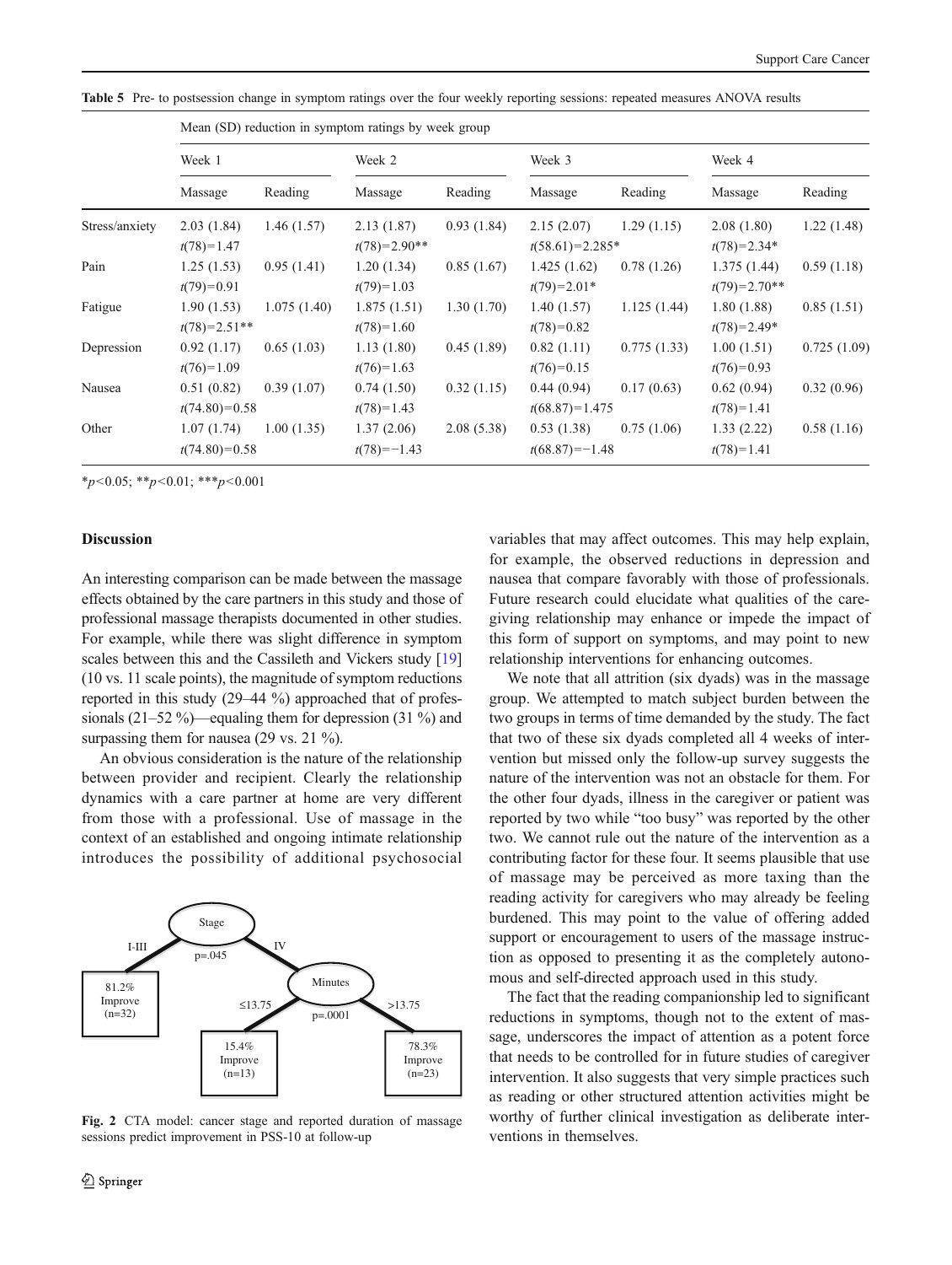**Table 5** Pre- to postsession change in symptom ratings over the four weekly reporting sessions: repeated measures ANOVA results

| | Mean (SD) reduction in symptom ratings by week group | | | | | | | |
|---|---|---|---|---|---|---|---|---|
| | Week 1 | | Week 2 | | Week 3 | | Week 4 | |
| | Massage | Reading | Massage | Reading | Massage | Reading | Massage | Reading |
| Stress/anxiety | 2.03 (1.84) $t(78)=1.47$ | 1.46 (1.57) | 2.13 (1.87) $t(78)=2.90$** | 0.93 (1.84) | 2.15 (2.07) $t(58.61)=2.285$* | 1.29 (1.15) | 2.08 (1.80) $t(78)=2.34$* | 1.22 (1.48) |
| Pain | 1.25 (1.53) $t(79)=0.91$ | 0.95 (1.41) | 1.20 (1.34) $t(79)=1.03$ | 0.85 (1.67) | 1.425 (1.62) $t(79)=2.01$* | 0.78 (1.26) | 1.375 (1.44) $t(79)=2.70$** | 0.59 (1.18) |
| Fatigue | 1.90 (1.53) $t(78)=2.51$** | 1.075 (1.40) | 1.875 (1.51) $t(78)=1.60$ | 1.30 (1.70) | 1.40 (1.57) $t(78)=0.82$ | 1.125 (1.44) | 1.80 (1.88) $t(78)=2.49$* | 0.85 (1.51) |
| Depression | 0.92 (1.17) $t(76)=1.09$ | 0.65 (1.03) | 1.13 (1.80) $t(76)=1.63$ | 0.45 (1.89) | 0.82 (1.11) $t(76)=0.15$ | 0.775 (1.33) | 1.00 (1.51) $t(76)=0.93$ | 0.725 (1.09) |
| Nausea | 0.51 (0.82) $t(74.80)=0.58$ | 0.39 (1.07) | 0.74 (1.50) $t(78)=1.43$ | 0.32 (1.15) | 0.44 (0.94) $t(68.87)=1.475$ | 0.17 (0.63) | 0.62 (0.94) $t(78)=1.41$ | 0.32 (0.96) |
| Other | 1.07 (1.74) $t(74.80)=0.58$ | 1.00 (1.35) | 1.37 (2.06) $t(78)=-1.43$ | 2.08 (5.38) | 0.53 (1.38) $t(68.87)=-1.48$ | 0.75 (1.06) | 1.33 (2.22) $t(78)=1.41$ | 0.58 (1.16) |

*$p<0.05$; **$p<0.01$; ***$p<0.001$

## Discussion

An interesting comparison can be made between the massage effects obtained by the care partners in this study and those of professional massage therapists documented in other studies. For example, while there was slight difference in symptom scales between this and the Cassileth and Vickers study [19] (10 vs. 11 scale points), the magnitude of symptom reductions reported in this study (29–44 %) approached that of professionals (21–52 %)—equaling them for depression (31 %) and surpassing them for nausea (29 vs. 21 %).

An obvious consideration is the nature of the relationship between provider and recipient. Clearly the relationship dynamics with a care partner at home are very different from those with a professional. Use of massage in the context of an established and ongoing intimate relationship introduces the possibility of additional psychosocial variables that may affect outcomes. This may help explain, for example, the observed reductions in depression and nausea that compare favorably with those of professionals. Future research could elucidate what qualities of the caregiving relationship may enhance or impede the impact of this form of support on symptoms, and may point to new relationship interventions for enhancing outcomes.

Stage

I-III

p=.045

IV

81.2%
Improve
(n=32)

Minutes

≤13.75

p=.0001

>13.75

15.4%
Improve
(n=13)

78.3%
Improve
(n=23)

**Fig. 2** CTA model: cancer stage and reported duration of massage sessions predict improvement in PSS-10 at follow-up

We note that all attrition (six dyads) was in the massage group. We attempted to match subject burden between the two groups in terms of time demanded by the study. The fact that two of these six dyads completed all 4 weeks of intervention but missed only the follow-up survey suggests the nature of the intervention was not an obstacle for them. For the other four dyads, illness in the caregiver or patient was reported by two while "too busy" was reported by the other two. We cannot rule out the nature of the intervention as a contributing factor for these four. It seems plausible that use of massage may be perceived as more taxing than the reading activity for caregivers who may already be feeling burdened. This may point to the value of offering added support or encouragement to users of the massage instruction as opposed to presenting it as the completely autonomous and self-directed approach used in this study.

The fact that the reading companionship led to significant reductions in symptoms, though not to the extent of massage, underscores the impact of attention as a potent force that needs to be controlled for in future studies of caregiver intervention. It also suggests that very simple practices such as reading or other structured attention activities might be worthy of further clinical investigation as deliberate interventions in themselves.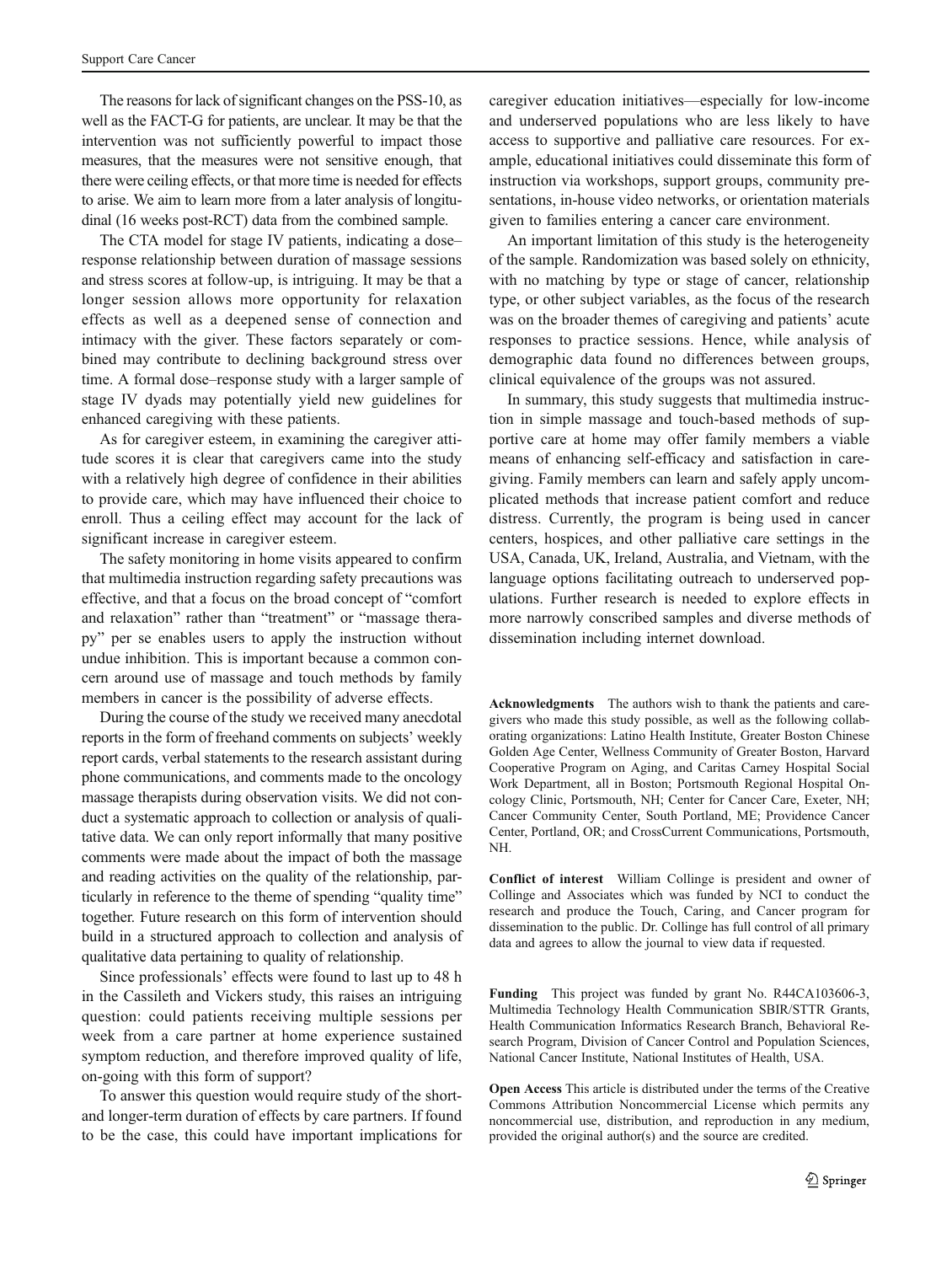The reasons for lack of significant changes on the PSS-10, as well as the FACT-G for patients, are unclear. It may be that the intervention was not sufficiently powerful to impact those measures, that the measures were not sensitive enough, that there were ceiling effects, or that more time is needed for effects to arise. We aim to learn more from a later analysis of longitudinal (16 weeks post-RCT) data from the combined sample.

The CTA model for stage IV patients, indicating a dose–response relationship between duration of massage sessions and stress scores at follow-up, is intriguing. It may be that a longer session allows more opportunity for relaxation effects as well as a deepened sense of connection and intimacy with the giver. These factors separately or combined may contribute to declining background stress over time. A formal dose–response study with a larger sample of stage IV dyads may potentially yield new guidelines for enhanced caregiving with these patients.

As for caregiver esteem, in examining the caregiver attitude scores it is clear that caregivers came into the study with a relatively high degree of confidence in their abilities to provide care, which may have influenced their choice to enroll. Thus a ceiling effect may account for the lack of significant increase in caregiver esteem.

The safety monitoring in home visits appeared to confirm that multimedia instruction regarding safety precautions was effective, and that a focus on the broad concept of "comfort and relaxation" rather than "treatment" or "massage therapy" per se enables users to apply the instruction without undue inhibition. This is important because a common concern around use of massage and touch methods by family members in cancer is the possibility of adverse effects.

During the course of the study we received many anecdotal reports in the form of freehand comments on subjects' weekly report cards, verbal statements to the research assistant during phone communications, and comments made to the oncology massage therapists during observation visits. We did not conduct a systematic approach to collection or analysis of qualitative data. We can only report informally that many positive comments were made about the impact of both the massage and reading activities on the quality of the relationship, particularly in reference to the theme of spending "quality time" together. Future research on this form of intervention should build in a structured approach to collection and analysis of qualitative data pertaining to quality of relationship.

Since professionals' effects were found to last up to 48 h in the Cassileth and Vickers study, this raises an intriguing question: could patients receiving multiple sessions per week from a care partner at home experience sustained symptom reduction, and therefore improved quality of life, on-going with this form of support?

To answer this question would require study of the short- and longer-term duration of effects by care partners. If found to be the case, this could have important implications for caregiver education initiatives—especially for low-income and underserved populations who are less likely to have access to supportive and palliative care resources. For example, educational initiatives could disseminate this form of instruction via workshops, support groups, community presentations, in-house video networks, or orientation materials given to families entering a cancer care environment.

An important limitation of this study is the heterogeneity of the sample. Randomization was based solely on ethnicity, with no matching by type or stage of cancer, relationship type, or other subject variables, as the focus of the research was on the broader themes of caregiving and patients' acute responses to practice sessions. Hence, while analysis of demographic data found no differences between groups, clinical equivalence of the groups was not assured.

In summary, this study suggests that multimedia instruction in simple massage and touch-based methods of supportive care at home may offer family members a viable means of enhancing self-efficacy and satisfaction in caregiving. Family members can learn and safely apply uncomplicated methods that increase patient comfort and reduce distress. Currently, the program is being used in cancer centers, hospices, and other palliative care settings in the USA, Canada, UK, Ireland, Australia, and Vietnam, with the language options facilitating outreach to underserved populations. Further research is needed to explore effects in more narrowly conscribed samples and diverse methods of dissemination including internet download.

**Acknowledgments** The authors wish to thank the patients and caregivers who made this study possible, as well as the following collaborating organizations: Latino Health Institute, Greater Boston Chinese Golden Age Center, Wellness Community of Greater Boston, Harvard Cooperative Program on Aging, and Caritas Carney Hospital Social Work Department, all in Boston; Portsmouth Regional Hospital Oncology Clinic, Portsmouth, NH; Center for Cancer Care, Exeter, NH; Cancer Community Center, South Portland, ME; Providence Cancer Center, Portland, OR; and CrossCurrent Communications, Portsmouth, NH.

**Conflict of interest** William Collinge is president and owner of Collinge and Associates which was funded by NCI to conduct the research and produce the Touch, Caring, and Cancer program for dissemination to the public. Dr. Collinge has full control of all primary data and agrees to allow the journal to view data if requested.

**Funding** This project was funded by grant No. R44CA103606-3, Multimedia Technology Health Communication SBIR/STTR Grants, Health Communication Informatics Research Branch, Behavioral Research Program, Division of Cancer Control and Population Sciences, National Cancer Institute, National Institutes of Health, USA.

**Open Access** This article is distributed under the terms of the Creative Commons Attribution Noncommercial License which permits any noncommercial use, distribution, and reproduction in any medium, provided the original author(s) and the source are credited.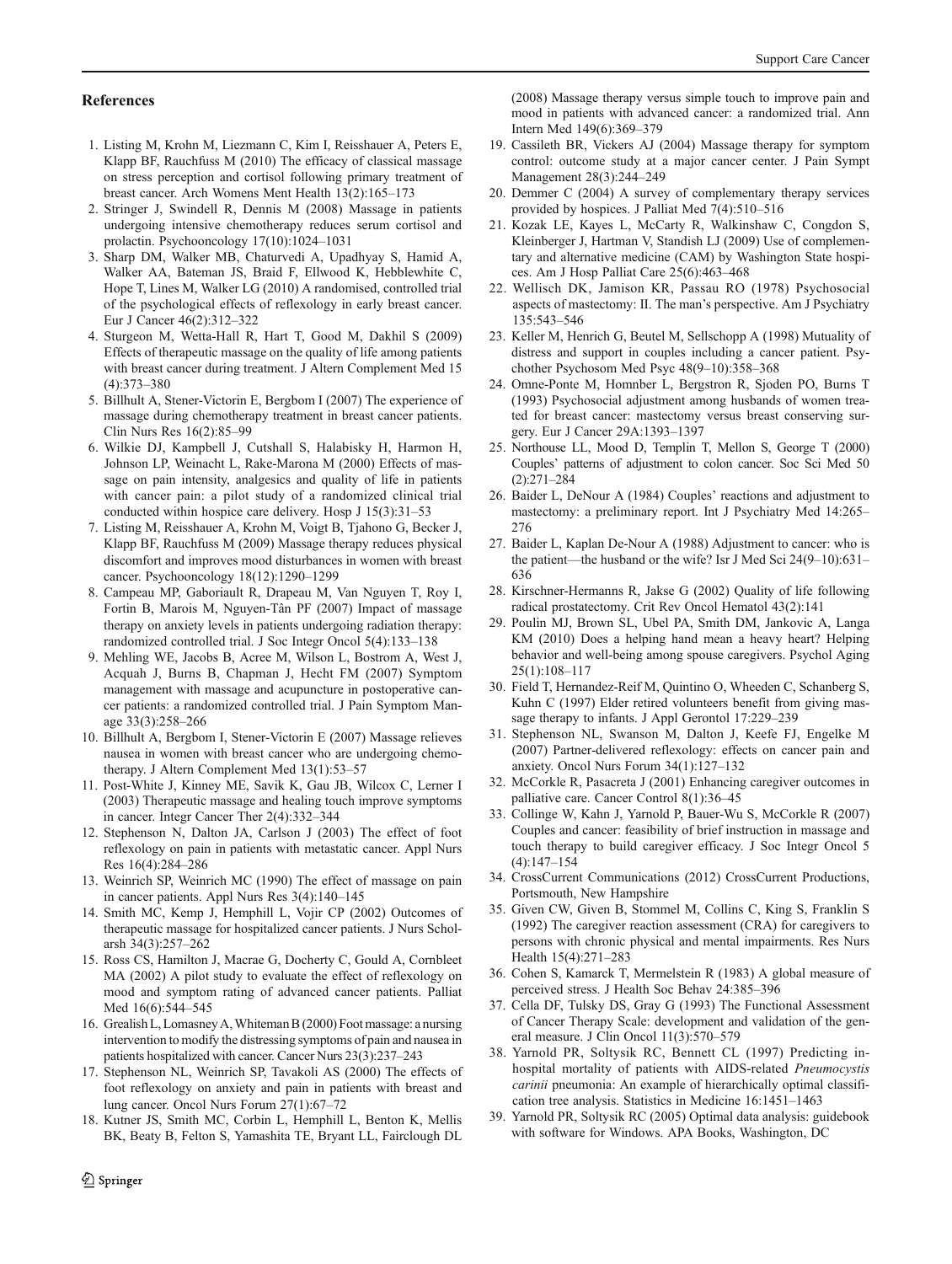## References

1. Listing M, Krohn M, Liezmann C, Kim I, Reisshauer A, Peters E, Klapp BF, Rauchfuss M (2010) The efficacy of classical massage on stress perception and cortisol following primary treatment of breast cancer. Arch Womens Ment Health 13(2):165–173
2. Stringer J, Swindell R, Dennis M (2008) Massage in patients undergoing intensive chemotherapy reduces serum cortisol and prolactin. Psychooncology 17(10):1024–1031
3. Sharp DM, Walker MB, Chaturvedi A, Upadhyay S, Hamid A, Walker AA, Bateman JS, Braid F, Ellwood K, Hebblewhite C, Hope T, Lines M, Walker LG (2010) A randomised, controlled trial of the psychological effects of reflexology in early breast cancer. Eur J Cancer 46(2):312–322
4. Sturgeon M, Wetta-Hall R, Hart T, Good M, Dakhil S (2009) Effects of therapeutic massage on the quality of life among patients with breast cancer during treatment. J Altern Complement Med 15 (4):373–380
5. Billhult A, Stener-Victorin E, Bergbom I (2007) The experience of massage during chemotherapy treatment in breast cancer patients. Clin Nurs Res 16(2):85–99
6. Wilkie DJ, Kampbell J, Cutshall S, Halabisky H, Harmon H, Johnson LP, Weinacht L, Rake-Marona M (2000) Effects of massage on pain intensity, analgesics and quality of life in patients with cancer pain: a pilot study of a randomized clinical trial conducted within hospice care delivery. Hosp J 15(3):31–53
7. Listing M, Reisshauer A, Krohn M, Voigt B, Tjahono G, Becker J, Klapp BF, Rauchfuss M (2009) Massage therapy reduces physical discomfort and improves mood disturbances in women with breast cancer. Psychooncology 18(12):1290–1299
8. Campeau MP, Gaboriault R, Drapeau M, Van Nguyen T, Roy I, Fortin B, Marois M, Nguyen-Tân PF (2007) Impact of massage therapy on anxiety levels in patients undergoing radiation therapy: randomized controlled trial. J Soc Integr Oncol 5(4):133–138
9. Mehling WE, Jacobs B, Acree M, Wilson L, Bostrom A, West J, Acquah J, Burns B, Chapman J, Hecht FM (2007) Symptom management with massage and acupuncture in postoperative cancer patients: a randomized controlled trial. J Pain Symptom Manage 33(3):258–266
10. Billhult A, Bergbom I, Stener-Victorin E (2007) Massage relieves nausea in women with breast cancer who are undergoing chemotherapy. J Altern Complement Med 13(1):53–57
11. Post-White J, Kinney ME, Savik K, Gau JB, Wilcox C, Lerner I (2003) Therapeutic massage and healing touch improve symptoms in cancer. Integr Cancer Ther 2(4):332–344
12. Stephenson N, Dalton JA, Carlson J (2003) The effect of foot reflexology on pain in patients with metastatic cancer. Appl Nurs Res 16(4):284–286
13. Weinrich SP, Weinrich MC (1990) The effect of massage on pain in cancer patients. Appl Nurs Res 3(4):140–145
14. Smith MC, Kemp J, Hemphill L, Vojir CP (2002) Outcomes of therapeutic massage for hospitalized cancer patients. J Nurs Scholarsh 34(3):257–262
15. Ross CS, Hamilton J, Macrae G, Docherty C, Gould A, Cornbleet MA (2002) A pilot study to evaluate the effect of reflexology on mood and symptom rating of advanced cancer patients. Palliat Med 16(6):544–545
16. Grealish L, Lomasney A, Whiteman B (2000) Foot massage: a nursing intervention to modify the distressing symptoms of pain and nausea in patients hospitalized with cancer. Cancer Nurs 23(3):237–243
17. Stephenson NL, Weinrich SP, Tavakoli AS (2000) The effects of foot reflexology on anxiety and pain in patients with breast and lung cancer. Oncol Nurs Forum 27(1):67–72
18. Kutner JS, Smith MC, Corbin L, Hemphill L, Benton K, Mellis BK, Beaty B, Felton S, Yamashita TE, Bryant LL, Fairclough DL (2008) Massage therapy versus simple touch to improve pain and mood in patients with advanced cancer: a randomized trial. Ann Intern Med 149(6):369–379
19. Cassileth BR, Vickers AJ (2004) Massage therapy for symptom control: outcome study at a major cancer center. J Pain Sympt Management 28(3):244–249
20. Demmer C (2004) A survey of complementary therapy services provided by hospices. J Palliat Med 7(4):510–516
21. Kozak LE, Kayes L, McCarty R, Walkinshaw C, Congdon S, Kleinberger J, Hartman V, Standish LJ (2009) Use of complementary and alternative medicine (CAM) by Washington State hospices. Am J Hosp Palliat Care 25(6):463–468
22. Wellisch DK, Jamison KR, Passau RO (1978) Psychosocial aspects of mastectomy: II. The man's perspective. Am J Psychiatry 135:543–546
23. Keller M, Henrich G, Beutel M, Sellschopp A (1998) Mutuality of distress and support in couples including a cancer patient. Psychother Psychosom Med Psyc 48(9–10):358–368
24. Omne-Ponte M, Homnber L, Bergstron R, Sjoden PO, Burns T (1993) Psychosocial adjustment among husbands of women treated for breast cancer: mastectomy versus breast conserving surgery. Eur J Cancer 29A:1393–1397
25. Northouse LL, Mood D, Templin T, Mellon S, George T (2000) Couples' patterns of adjustment to colon cancer. Soc Sci Med 50 (2):271–284
26. Baider L, DeNour A (1984) Couples' reactions and adjustment to mastectomy: a preliminary report. Int J Psychiatry Med 14:265–276
27. Baider L, Kaplan De-Nour A (1988) Adjustment to cancer: who is the patient—the husband or the wife? Isr J Med Sci 24(9–10):631–636
28. Kirschner-Hermanns R, Jakse G (2002) Quality of life following radical prostatectomy. Crit Rev Oncol Hematol 43(2):141
29. Poulin MJ, Brown SL, Ubel PA, Smith DM, Jankovic A, Langa KM (2010) Does a helping hand mean a heavy heart? Helping behavior and well-being among spouse caregivers. Psychol Aging 25(1):108–117
30. Field T, Hernandez-Reif M, Quintino O, Wheeden C, Schanberg S, Kuhn C (1997) Elder retired volunteers benefit from giving massage therapy to infants. J Appl Gerontol 17:229–239
31. Stephenson NL, Swanson M, Dalton J, Keefe FJ, Engelke M (2007) Partner-delivered reflexology: effects on cancer pain and anxiety. Oncol Nurs Forum 34(1):127–132
32. McCorkle R, Pasacreta J (2001) Enhancing caregiver outcomes in palliative care. Cancer Control 8(1):36–45
33. Collinge W, Kahn J, Yarnold P, Bauer-Wu S, McCorkle R (2007) Couples and cancer: feasibility of brief instruction in massage and touch therapy to build caregiver efficacy. J Soc Integr Oncol 5 (4):147–154
34. CrossCurrent Communications (2012) CrossCurrent Productions, Portsmouth, New Hampshire
35. Given CW, Given B, Stommel M, Collins C, King S, Franklin S (1992) The caregiver reaction assessment (CRA) for caregivers to persons with chronic physical and mental impairments. Res Nurs Health 15(4):271–283
36. Cohen S, Kamarck T, Mermelstein R (1983) A global measure of perceived stress. J Health Soc Behav 24:385–396
37. Cella DF, Tulsky DS, Gray G (1993) The Functional Assessment of Cancer Therapy Scale: development and validation of the general measure. J Clin Oncol 11(3):570–579
38. Yarnold PR, Soltysik RC, Bennett CL (1997) Predicting in-hospital mortality of patients with AIDS-related *Pneumocystis carinii* pneumonia: An example of hierarchically optimal classification tree analysis. Statistics in Medicine 16:1451–1463
39. Yarnold PR, Soltysik RC (2005) Optimal data analysis: guidebook with software for Windows. APA Books, Washington, DC